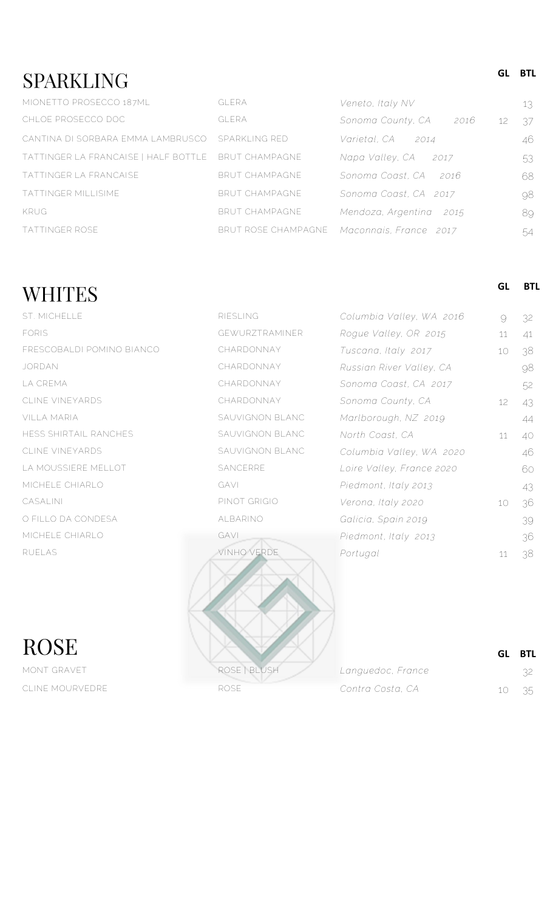## SPARKLING

| Wine | Varietal | Region | GL | BTL |
|---|---|---|---|---|
| MIONETTO PROSECCO 187ML | GLERA | *Veneto, Italy NV* | | 13 |
| CHLOE PROSECCO DOC | GLERA | *Sonoma County, CA 2016* | 12 | 37 |
| CANTINA DI SORBARA EMMA LAMBRUSCO | SPARKLING RED | *Varietal, CA 2014* | | 46 |
| TATTINGER LA FRANCAISE \| HALF BOTTLE | BRUT CHAMPAGNE | *Napa Valley, CA 2017* | | 53 |
| TATTINGER LA FRANCAISE | BRUT CHAMPAGNE | *Sonoma Coast, CA 2016* | | 68 |
| TATTINGER MILLISIME | BRUT CHAMPAGNE | *Sonoma Coast, CA 2017* | | 98 |
| KRUG | BRUT CHAMPAGNE | *Mendoza, Argentina 2015* | | 89 |
| TATTINGER ROSE | BRUT ROSE CHAMPAGNE | *Maconnais, France 2017* | | 54 |

## WHITES

| Wine | Varietal | Region | GL | BTL |
|---|---|---|---|---|
| ST. MICHELLE | RIESLING | *Columbia Valley, WA 2016* | 9 | 32 |
| FORIS | GEWURZTRAMINER | *Rogue Valley, OR 2015* | 11 | 41 |
| FRESCOBALDI POMINO BIANCO | CHARDONNAY | *Tuscana, Italy 2017* | 10 | 38 |
| JORDAN | CHARDONNAY | *Russian River Valley, CA* | | 98 |
| LA CREMA | CHARDONNAY | *Sonoma Coast, CA 2017* | | 52 |
| CLINE VINEYARDS | CHARDONNAY | *Sonoma County, CA* | 12 | 43 |
| VILLA MARIA | SAUVIGNON BLANC | *Marlborough, NZ 2019* | | 44 |
| HESS SHIRTAIL RANCHES | SAUVIGNON BLANC | *North Coast, CA* | 11 | 40 |
| CLINE VINEYARDS | SAUVIGNON BLANC | *Columbia Valley, WA 2020* | | 46 |
| LA MOUSSIERE MELLOT | SANCERRE | *Loire Valley, France 2020* | | 60 |
| MICHELE CHIARLO | GAVI | *Piedmont, Italy 2013* | | 43 |
| CASALINI | PINOT GRIGIO | *Verona, Italy 2020* | 10 | 36 |
| O FILLO DA CONDESA | ALBARINO | *Galicia, Spain 2019* | | 39 |
| MICHELE CHIARLO | GAVI | *Piedmont, Italy 2013* | | 36 |
| RUELAS | VINHO VERDE | *Portugal* | 11 | 38 |

## ROSE

| Wine | Varietal | Region | GL | BTL |
|---|---|---|---|---|
| MONT GRAVET | ROSE \| BLUSH | *Languedoc, France* | | 32 |
| CLINE MOURVEDRE | ROSE | *Contra Costa, CA* | 10 | 35 |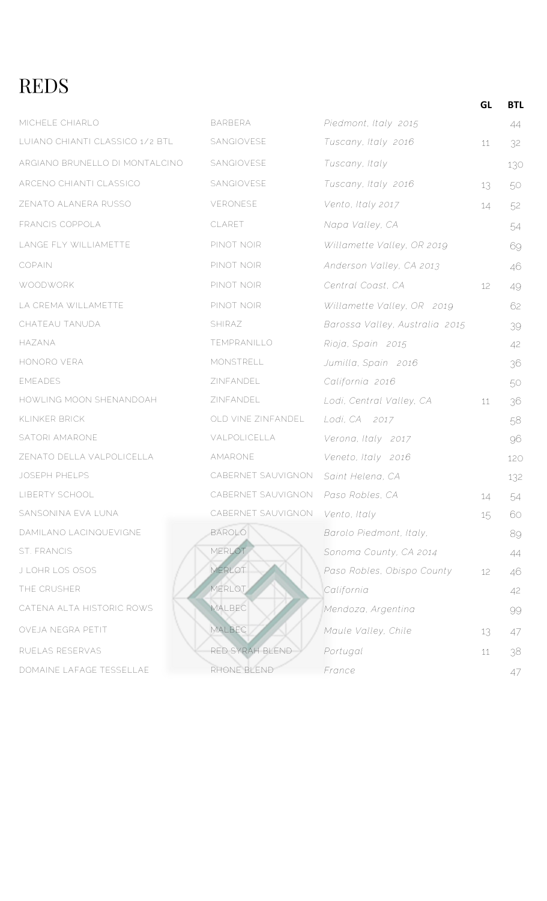# REDS

| | | | GL | BTL |
|---|---|---|---|---|
| MICHELE CHIARLO | BARBERA | *Piedmont, Italy 2015* | | 44 |
| LUIANO CHIANTI CLASSICO 1/2 BTL | SANGIOVESE | *Tuscany, Italy 2016* | 11 | 32 |
| ARGIANO BRUNELLO DI MONTALCINO | SANGIOVESE | *Tuscany, Italy* | | 130 |
| ARCENO CHIANTI CLASSICO | SANGIOVESE | *Tuscany, Italy 2016* | 13 | 50 |
| ZENATO ALANERA RUSSO | VERONESE | *Vento, Italy 2017* | 14 | 52 |
| FRANCIS COPPOLA | CLARET | *Napa Valley, CA* | | 54 |
| LANGE FLY WILLIAMETTE | PINOT NOIR | *Willamette Valley, OR 2019* | | 69 |
| COPAIN | PINOT NOIR | *Anderson Valley, CA 2013* | | 46 |
| WOODWORK | PINOT NOIR | *Central Coast, CA* | 12 | 49 |
| LA CREMA WILLAMETTE | PINOT NOIR | *Willamette Valley, OR 2019* | | 62 |
| CHATEAU TANUDA | SHIRAZ | *Barossa Valley, Australia 2015* | | 39 |
| HAZANA | TEMPRANILLO | *Rioja, Spain 2015* | | 42 |
| HONORO VERA | MONSTRELL | *Jumilla, Spain 2016* | | 36 |
| EMEADES | ZINFANDEL | *California 2016* | | 50 |
| HOWLING MOON SHENANDOAH | ZINFANDEL | *Lodi, Central Valley, CA* | 11 | 36 |
| KLINKER BRICK | OLD VINE ZINFANDEL | *Lodi, CA 2017* | | 58 |
| SATORI AMARONE | VALPOLICELLA | *Verona, Italy 2017* | | 96 |
| ZENATO DELLA VALPOLICELLA | AMARONE | *Veneto, Italy 2016* | | 120 |
| JOSEPH PHELPS | CABERNET SAUVIGNON | *Saint Helena, CA* | | 132 |
| LIBERTY SCHOOL | CABERNET SAUVIGNON | *Paso Robles, CA* | 14 | 54 |
| SANSONINA EVA LUNA | CABERNET SAUVIGNON | *Vento, Italy* | 15 | 60 |
| DAMILANO LACINQUEVIGNE | BAROLO | *Barolo Piedmont, Italy,* | | 89 |
| ST. FRANCIS | MERLOT | *Sonoma County, CA 2014* | | 44 |
| J LOHR LOS OSOS | MERLOT | *Paso Robles, Obispo County* | 12 | 46 |
| THE CRUSHER | MERLOT | *California* | | 42 |
| CATENA ALTA HISTORIC ROWS | MALBEC | *Mendoza, Argentina* | | 99 |
| OVEJA NEGRA PETIT | MALBEC | *Maule Valley, Chile* | 13 | 47 |
| RUELAS RESERVAS | RED SYRAH BLEND | *Portugal* | 11 | 38 |
| DOMAINE LAFAGE TESSELLAE | RHONE BLEND | *France* | | 47 |